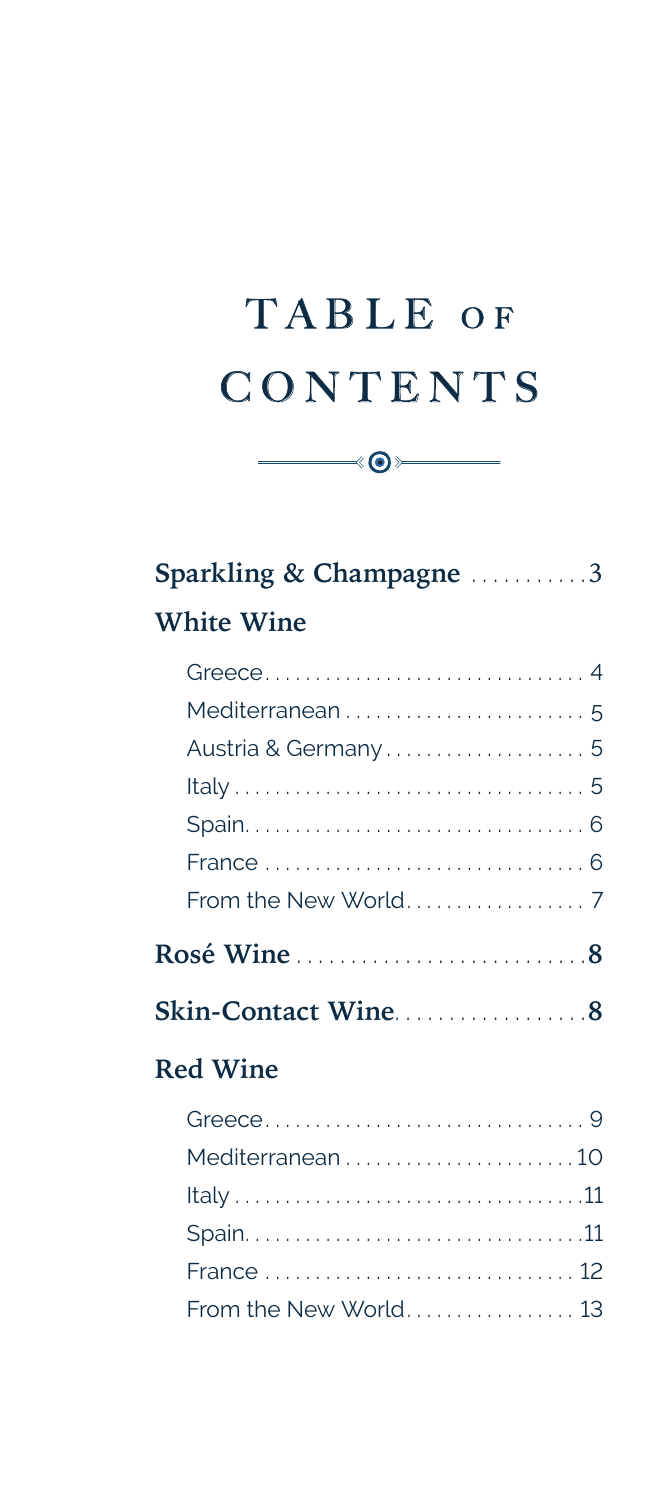# TABLE OF CONTENTS

**Sparkling & Champagne** ........... 3

**White Wine**

- Greece ................................ 4
- Mediterranean ........................ 5
- Austria & Germany .................... 5
- Italy .................................. 5
- Spain .................................. 6
- France ................................ 6
- From the New World .................. 7

**Rosé Wine** ........................... **8**

**Skin-Contact Wine** .................. **8**

**Red Wine**

- Greece ................................ 9
- Mediterranean ....................... 10
- Italy .................................. 11
- Spain .................................. 11
- France ............................... 12
- From the New World ................. 13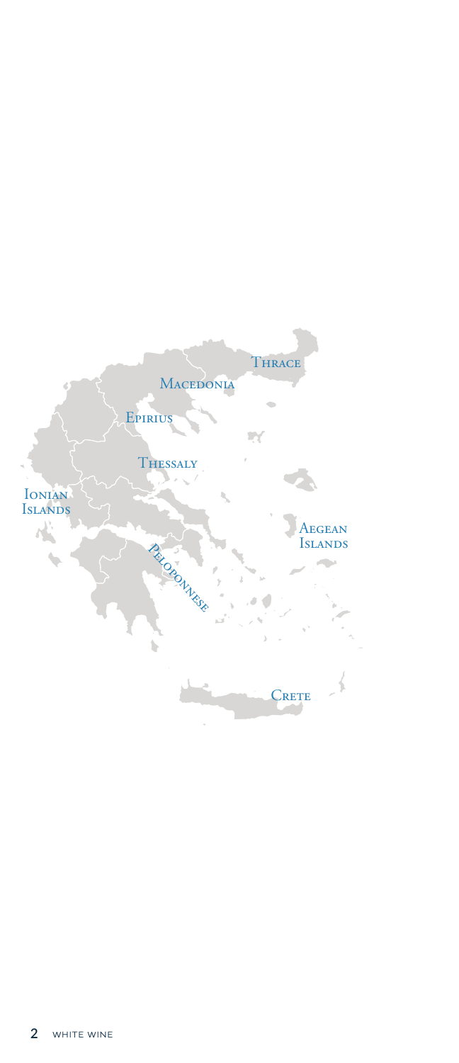Thrace

Macedonia

Epirius

Thessaly

Ionian Islands

Aegean Islands

Peloponnese

Crete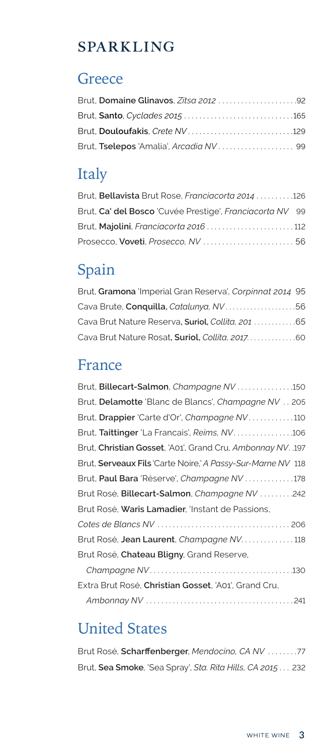# SPARKLING

## Greece

Brut, **Domaine Glinavos**, *Zitsa 2012* .................... 92

Brut, **Santo**, *Cyclades 2015* .................... 165

Brut, **Douloufakis**, *Crete NV* .................... 129

Brut, **Tselepos** 'Amalia', *Arcadia NV* .................... 99

## Italy

Brut, **Bellavista** Brut Rose, *Franciacorta 2014* .................... 126

Brut, **Ca' del Bosco** 'Cuvée Prestige', *Franciacorta NV* 99

Brut, **Majolini**, *Franciacorta 2016* .................... 112

Prosecco, **Voveti**, *Prosecco, NV* .................... 56

## Spain

Brut, **Gramona** 'Imperial Gran Reserva', *Corpinnat 2014* 95

Cava Brute, **Conquilla,** *Catalunya, NV* .................... 56

Cava Brut Nature Reserva**, Suriol,** *Collita, 201* .................... 65

Cava Brut Nature Rosat**, Suriol,** *Collita, 2017*.................... 60

## France

Brut, **Billecart-Salmon**, *Champagne NV* .................... 150

Brut, **Delamotte** 'Blanc de Blancs', *Champagne NV* .. 205

Brut, **Drappier** 'Carte d'Or', *Champagne NV* .................... 110

Brut, **Taittinger** 'La Francais', *Reims, NV* .................... 106

Brut, **Christian Gosset**, 'A01', Grand Cru, *Ambonnay NV* . 197

Brut, **Serveaux Fils** 'Carte Noire,' *A Passy-Sur-Marne NV* 118

Brut, **Paul Bara** 'Réserve', *Champagne NV* .................... 178

Brut Rosé, **Billecart-Salmon**, *Champagne NV* .................... 242

Brut Rosé, **Waris Lamadier**, 'Instant de Passions, *Cotes de Blancs NV* .................... 206

Brut Rosé, **Jean Laurent**, *Champagne NV*.................... 118

Brut Rosé, **Chateau Bligny**, Grand Reserve, *Champagne NV* .................... 130

Extra Brut Rosé, **Christian Gosset**, 'A01', Grand Cru, *Ambonnay NV* .................... 241

## United States

Brut Rosé, **Scharffenberger**, *Mendocino, CA NV* .................... 77

Brut, **Sea Smoke**, 'Sea Spray', *Sta. Rita Hills, CA 2015* ... 232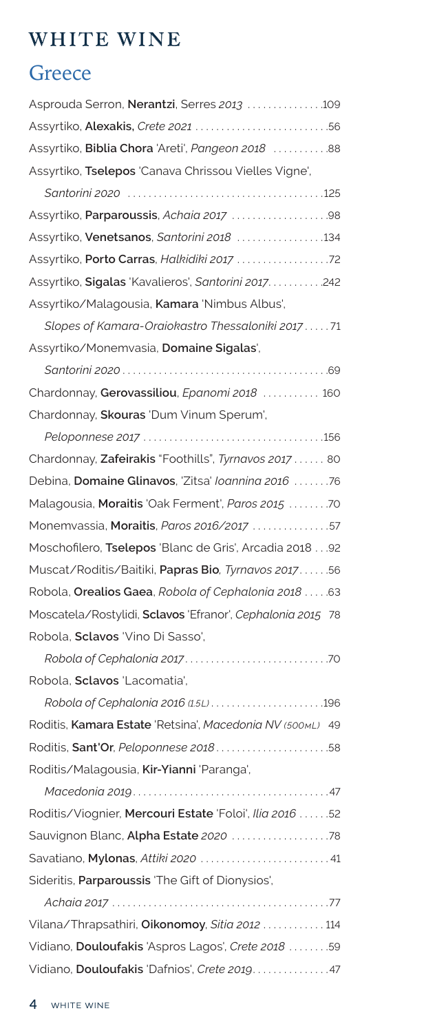# WHITE WINE

## Greece

Asprouda Serron, **Nerantzi**, *Serres 2013* ............... 109

Assyrtiko, **Alexakis,** *Crete 2021* ............... 56

Assyrtiko, **Biblia Chora** 'Areti', *Pangeon 2018* ............... 88

Assyrtiko, **Tselepos** 'Canava Chrissou Vielles Vigne', *Santorini 2020* ............... 125

Assyrtiko, **Parparoussis**, *Achaia 2017* ............... 98

Assyrtiko, **Venetsanos**, *Santorini 2018* ............... 134

Assyrtiko, **Porto Carras**, *Halkidiki 2017* ............... 72

Assyrtiko, **Sigalas** 'Kavalieros', *Santorini 2017*............... 242

Assyrtiko/Malagousia, **Kamara** 'Nimbus Albus', *Slopes of Kamara-Oraiokastro Thessaloniki 2017* ............... 71

Assyrtiko/Monemvasia, **Domaine Sigalas**', *Santorini 2020* ............... 69

Chardonnay, **Gerovassiliou**, *Epanomi 2018* ............... 160

Chardonnay, **Skouras** 'Dum Vinum Sperum', *Peloponnese 2017* ............... 156

Chardonnay, **Zafeirakis** "Foothills", *Tyrnavos 2017* ............... 80

Debina, **Domaine Glinavos**, 'Zitsa' *Ioannina 2016* ............... 76

Malagousia, **Moraitis** 'Oak Ferment', *Paros 2015* ............... 70

Monemvassia, **Moraitis**, *Paros 2016/2017* ............... 57

Moschofilero, **Tselepos** 'Blanc de Gris', Arcadia 2018 ............... 92

Muscat/Roditis/Baitiki, **Papras Bio**, *Tyrnavos 2017*............... 56

Robola, **Orealios Gaea**, *Robola of Cephalonia 2018* ............... 63

Moscatela/Rostylidi, **Sclavos** 'Efranor', *Cephalonia 2015* 78

Robola, **Sclavos** 'Vino Di Sasso', *Robola of Cephalonia 2017* ............... 70

Robola, **Sclavos** 'Lacomatia', *Robola of Cephalonia 2016 (1.5L)* ............... 196

Roditis, **Kamara Estate** 'Retsina', *Macedonia NV (500ML)* 49

Roditis, **Sant'Or**, *Peloponnese 2018* ............... 58

Roditis/Malagousia, **Kir-Yianni** 'Paranga', *Macedonia 2019* ............... 47

Roditis/Viognier, **Mercouri Estate** 'Foloi', *Ilia 2016* ............... 52

Sauvignon Blanc, **Alpha Estate** *2020* ............... 78

Savatiano, **Mylonas**, *Attiki 2020* ............... 41

Sideritis, **Parparoussis** 'The Gift of Dionysios', *Achaia 2017* ............... 77

Vilana/Thrapsathiri, **Oikonomoy**, *Sitia 2012* ............... 114

Vidiano, **Douloufakis** 'Aspros Lagos', *Crete 2018* ............... 59

Vidiano, **Douloufakis** 'Dafnios', *Crete 2019*............... 47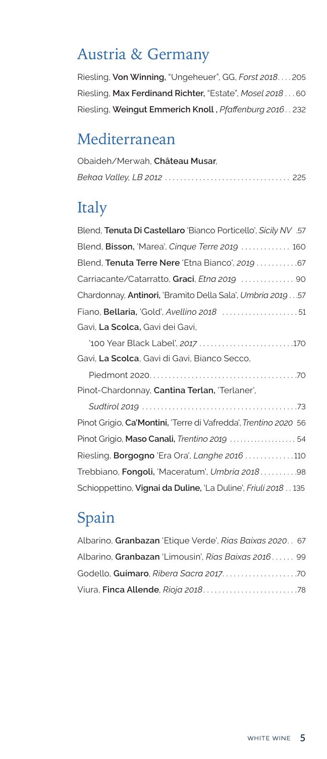## Austria & Germany

Riesling, **Von Winning,** "Ungeheuer", GG, *Forst 2018*. . . . 205

Riesling, **Max Ferdinand Richter,** "Estate", *Mosel 2018* . . . 60

Riesling, **Weingut Emmerich Knoll ,** *Pfaffenburg 2016* . . 232

## Mediterranean

Obaideh/Merwah, **Château Musar**,
*Bekaa Valley, LB 2012* . . . . . . . . . . . . . . . . . . . . . . . . . . . . . . . . 225

## Italy

Blend, **Tenuta Di Castellaro** 'Bianco Porticello', *Sicily NV* .57

Blend, **Bisson,** 'Marea', *Cinque Terre 2019* . . . . . . . . . . . . . 160

Blend, **Tenuta Terre Nere** 'Etna Bianco', *2019* . . . . . . . . . . .67

Carriacante/Catarratto, **Graci**, *Etna 2019* . . . . . . . . . . . . . . 90

Chardonnay, **Antinori,** 'Bramito Della Sala', *Umbria 2019* . . .57

Fiano, **Bellaria,** 'Gold', *Avellino 2018* . . . . . . . . . . . . . . . . . . . .51

Gavi, **La Scolca,** Gavi dei Gavi,
'100 Year Black Label', *2017* . . . . . . . . . . . . . . . . . . . . . . . . .170

Gavi, **La Scolca**, Gavi di Gavi, Bianco Secco,
Piedmont 2020. . . . . . . . . . . . . . . . . . . . . . . . . . . . . . . . . . . . . . .70

Pinot-Chardonnay, **Cantina Terlan,** 'Terlaner',
*Sudtirol 2019* . . . . . . . . . . . . . . . . . . . . . . . . . . . . . . . . . . . . . . . .73

Pinot Grigio, **Ca'Montini,** 'Terre di Vafredda', *Trentino 2020* 56

Pinot Grigio, **Maso Canali,** *Trentino 2019* . . . . . . . . . . . . . . . . . . 54

Riesling, **Borgogno** 'Era Ora', *Langhe 2016* . . . . . . . . . . . . .110

Trebbiano, **Fongoli,** 'Maceratum', *Umbria 2018* . . . . . . . . . .98

Schioppettino, **Vignai da Duline,** 'La Duline', *Friuli 2018* . . 135

## Spain

Albarino, **Granbazan** 'Etique Verde', *Rias Baixas 2020*. . 67

Albarino, **Granbazan** 'Limousin', *Rias Baixas 2016* . . . . . . 99

Godello, **Guimaro**, *Ribera Sacra 2017*. . . . . . . . . . . . . . . . . . . .70

Viura, **Finca Allende**, *Rioja 2018*. . . . . . . . . . . . . . . . . . . . . . . . .78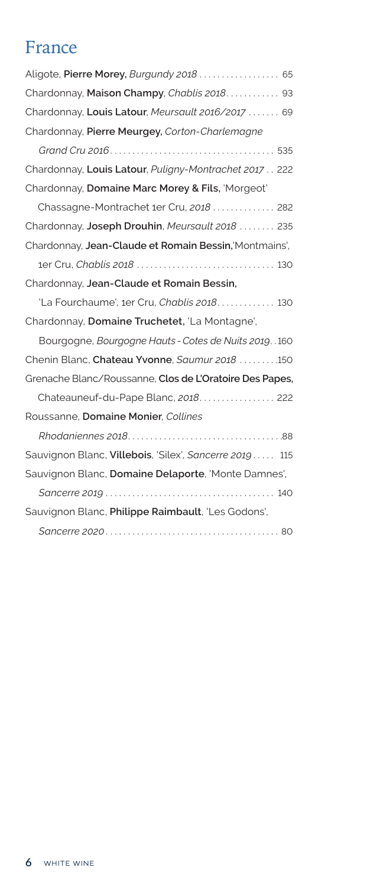# France

Aligote, **Pierre Morey,** *Burgundy 2018* .................. 65

Chardonnay, **Maison Champy**, *Chablis 2018*............ 93

Chardonnay, **Louis Latour**, *Meursault 2016/2017* ....... 69

Chardonnay, **Pierre Meurgey,** *Corton-Charlemagne Grand Cru 2016*.................................... 535

Chardonnay, **Louis Latour**, *Puligny-Montrachet 2017* . . 222

Chardonnay, **Domaine Marc Morey & Fils,** 'Morgeot' Chassagne-Montrachet 1er Cru, *2018* .............. 282

Chardonnay, **Joseph Drouhin**, *Meursault 2018* ........ 235

Chardonnay, **Jean-Claude et Romain Bessin,**'Montmains', 1er Cru, *Chablis 2018* ............................... 130

Chardonnay, **Jean-Claude et Romain Bessin,** 'La Fourchaume', 1er Cru, *Chablis 2018*............. 130

Chardonnay, **Domaine Truchetet,** 'La Montagne', Bourgogne, *Bourgogne Hauts - Cotes de Nuits 2019*. .160

Chenin Blanc, **Chateau Yvonne**, *Saumur 2018* .........150

Grenache Blanc/Roussanne, **Clos de L'Oratoire Des Papes,** Chateauneuf-du-Pape Blanc, *2018*................. 222

Roussanne, **Domaine Monier**, *Collines Rhodaniennes 2018*..................................88

Sauvignon Blanc, **Villebois**, 'Silex', *Sancerre 2019* ..... 115

Sauvignon Blanc, **Domaine Delaporte**, 'Monte Damnes', *Sancerre 2019* ...................................... 140

Sauvignon Blanc, **Philippe Raimbault**, 'Les Godons', *Sancerre 2020*....................................... 80

WHITE WINE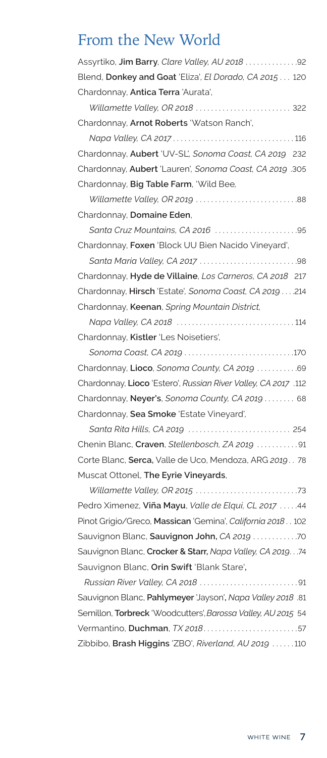## From the New World

Assyrtiko, **Jim Barry**, *Clare Valley, AU 2018* .............. 92

Blend, **Donkey and Goat** 'Eliza', *El Dorado, CA 2015* ... 120

Chardonnay, **Antica Terra** 'Aurata', *Willamette Valley, OR 2018* ......................... 322

Chardonnay, **Arnot Roberts** 'Watson Ranch', *Napa Valley, CA 2017* ................................ 116

Chardonnay, **Aubert** 'UV-SL', *Sonoma Coast, CA 2019* 232

Chardonnay, **Aubert** 'Lauren', *Sonoma Coast, CA 2019* .305

Chardonnay, **Big Table Farm**, 'Wild Bee, *Willamette Valley, OR 2019* ........................... 88

Chardonnay, **Domaine Eden**, *Santa Cruz Mountains, CA 2016* ...................... 95

Chardonnay, **Foxen** 'Block UU Bien Nacido Vineyard', *Santa Maria Valley, CA 2017* .......................... 98

Chardonnay, **Hyde de Villaine**, *Los Carneros, CA 2018* 217

Chardonnay, **Hirsch** 'Estate', *Sonoma Coast, CA 2019* .... 214

Chardonnay, **Keenan**, *Spring Mountain District, Napa Valley, CA 2018* ............................... 114

Chardonnay, **Kistler** 'Les Noisetiers', *Sonoma Coast, CA 2019* ............................ 170

Chardonnay, **Lioco**, *Sonoma County, CA 2019* ........... 69

Chardonnay, **Lioco** 'Estero', *Russian River Valley, CA 2017* .112

Chardonnay, **Neyer's**, *Sonoma County, CA 2019* ........ 68

Chardonnay, **Sea Smoke** 'Estate Vineyard', *Santa Rita Hills, CA 2019* ........................... 254

Chenin Blanc, **Craven**, *Stellenbosch, ZA 2019* ........... 91

Corte Blanc, **Serca,** Valle de Uco, Mendoza, ARG *2019* .. 78

Muscat Ottonel, **The Eyrie Vineyards**, *Willamette Valley, OR 2015* ........................... 73

Pedro Ximenez, **Viña Mayu**, *Valle de Elquí, CL 2017* ..... 44

Pinot Grigio/Greco, **Massican** 'Gemina', *California 2018* .. 102

Sauvignon Blanc, **Sauvignon John,** *CA 2019* ............ 70

Sauvignon Blanc, **Crocker & Starr,** *Napa Valley, CA 2019*... 74

Sauvignon Blanc, **Orin Swift** 'Blank Stare'**,** *Russian River Valley, CA 2018* .......................... 91

Sauvignon Blanc, **Pahlymeyer** 'Jayson'**,** *Napa Valley 2018* .81

Semillon, **Torbreck** 'Woodcutters', *Barossa Valley, AU 2015* 54

Vermantino, **Duchman**, *TX 2018* ......................... 57

Zibbibo, **Brash Higgins** 'ZBO', *Riverland, AU 2019* ...... 110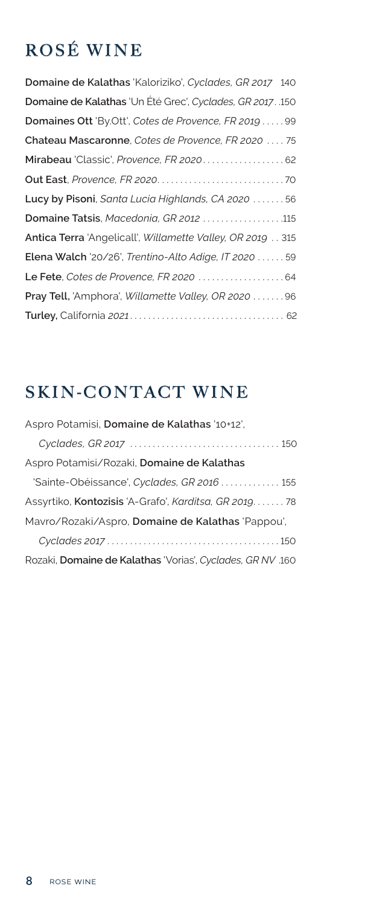## ROSÉ WINE

**Domaine de Kalathas** 'Kaloriziko', *Cyclades, GR 2017* 140

**Domaine de Kalathas** 'Un Été Grec', *Cyclades, GR 2017* . .150

**Domaines Ott** 'By.Ott', *Cotes de Provence, FR 2019* . . . . . 99

**Chateau Mascaronne**, *Cotes de Provence, FR 2020* . . . . 75

**Mirabeau** 'Classic', *Provence, FR 2020*. . . . . . . . . . . . . . . . . . 62

**Out East**, *Provence, FR 2020*. . . . . . . . . . . . . . . . . . . . . . . . . . . 70

**Lucy by Pisoni**, *Santa Lucia Highlands, CA 2020* . . . . . . . 56

**Domaine Tatsis**, *Macedonia, GR 2012* . . . . . . . . . . . . . . . . . .115

**Antica Terra** 'Angelicall', *Willamette Valley, OR 2019* . . 315

**Elena Walch** '20/26', *Trentino-Alto Adige, IT 2020* . . . . . . 59

**Le Fete**, *Cotes de Provence, FR 2020* . . . . . . . . . . . . . . . . . . . 64

**Pray Tell,** 'Amphora', *Willamette Valley, OR 2020* . . . . . . . 96

**Turley,** California *2021*. . . . . . . . . . . . . . . . . . . . . . . . . . . . . . . . . . 62

## SKIN-CONTACT WINE

Aspro Potamisi, **Domaine de Kalathas** '10+12', *Cyclades, GR 2017* . . . . . . . . . . . . . . . . . . . . . . . . . . . . . . . . 150

Aspro Potamisi/Rozaki, **Domaine de Kalathas** 'Sainte-Obéissance', *Cyclades, GR 2016* . . . . . . . . . . . . . 155

Assyrtiko, **Kontozisis** 'A-Grafo', *Karditsa, GR 2019*. . . . . . . 78

Mavro/Rozaki/Aspro, **Domaine de Kalathas** 'Pappou', *Cyclades 2017* . . . . . . . . . . . . . . . . . . . . . . . . . . . . . . . . . . . . . .150

Rozaki, **Domaine de Kalathas** 'Vorias', *Cyclades, GR NV* .160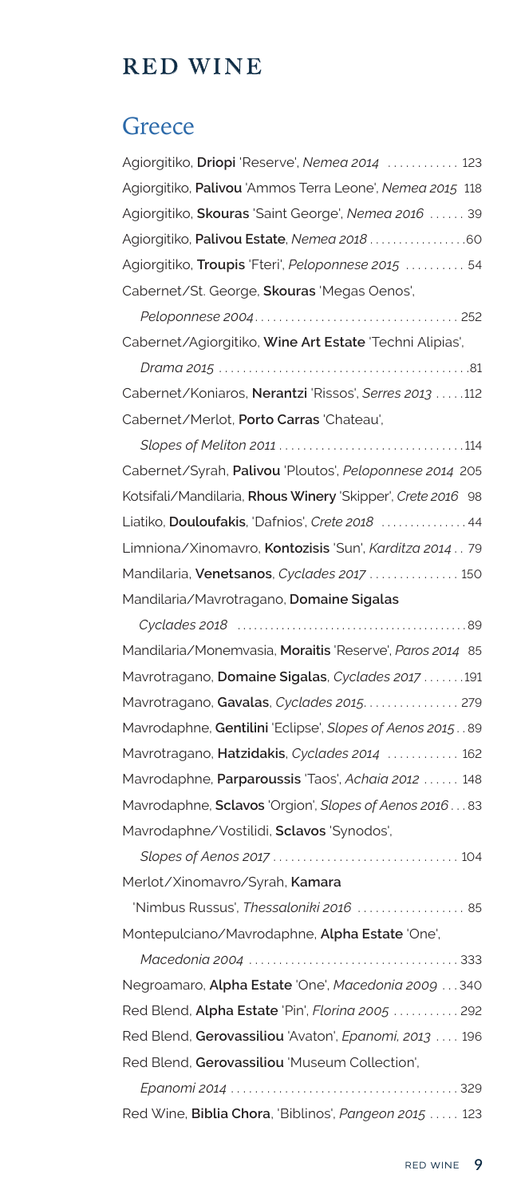# RED WINE

## Greece

Agiorgitiko, **Driopi** 'Reserve', *Nemea 2014* ............ 123

Agiorgitiko, **Palivou** 'Ammos Terra Leone', *Nemea 2015* 118

Agiorgitiko, **Skouras** 'Saint George', *Nemea 2016* ...... 39

Agiorgitiko, **Palivou Estate**, *Nemea 2018* .................60

Agiorgitiko, **Troupis** 'Fteri', *Peloponnese 2015* .......... 54

Cabernet/St. George, **Skouras** 'Megas Oenos', *Peloponnese 2004* .................................. 252

Cabernet/Agiorgitiko, **Wine Art Estate** 'Techni Alipias', *Drama 2015* ..........................................81

Cabernet/Koniaros, **Nerantzi** 'Rissos', *Serres 2013* .....112

Cabernet/Merlot, **Porto Carras** 'Chateau', *Slopes of Meliton 2011* ...............................114

Cabernet/Syrah, **Palivou** 'Ploutos', *Peloponnese 2014* 205

Kotsifali/Mandilaria, **Rhous Winery** 'Skipper', *Crete 2016* 98

Liatiko, **Douloufakis**, 'Dafnios', *Crete 2018* ............... 44

Limniona/Xinomavro, **Kontozisis** 'Sun', *Karditza 2014* . . 79

Mandilaria, **Venetsanos**, *Cyclades 2017* ............... 150

Mandilaria/Mavrotragano, **Domaine Sigalas** *Cyclades 2018* .........................................89

Mandilaria/Monemvasia, **Moraitis** 'Reserve', *Paros 2014* 85

Mavrotragano, **Domaine Sigalas**, *Cyclades 2017* .......191

Mavrotragano, **Gavalas**, *Cyclades 2015*. . . . . . . . . . . . . . . 279

Mavrodaphne, **Gentilini** 'Eclipse', *Slopes of Aenos 2015* . . 89

Mavrotragano, **Hatzidakis**, *Cyclades 2014* ............ 162

Mavrodaphne, **Parparoussis** 'Taos', *Achaia 2012* ...... 148

Mavrodaphne, **Sclavos** 'Orgion', *Slopes of Aenos 2016* . . . 83

Mavrodaphne/Vostilidi, **Sclavos** 'Synodos', *Slopes of Aenos 2017* ............................... 104

Merlot/Xinomavro/Syrah, **Kamara** 'Nimbus Russus', *Thessaloniki 2016* .................. 85

Montepulciano/Mavrodaphne, **Alpha Estate** 'One', *Macedonia 2004* ...................................333

Negroamaro, **Alpha Estate** 'One', *Macedonia 2009* . . . 340

Red Blend, **Alpha Estate** 'Pin', *Florina 2005* ........... 292

Red Blend, **Gerovassiliou** 'Avaton', *Epanomi, 2013* .... 196

Red Blend, **Gerovassiliou** 'Museum Collection', *Epanomi 2014* ......................................329

Red Wine, **Biblia Chora**, 'Biblinos', *Pangeon 2015* ..... 123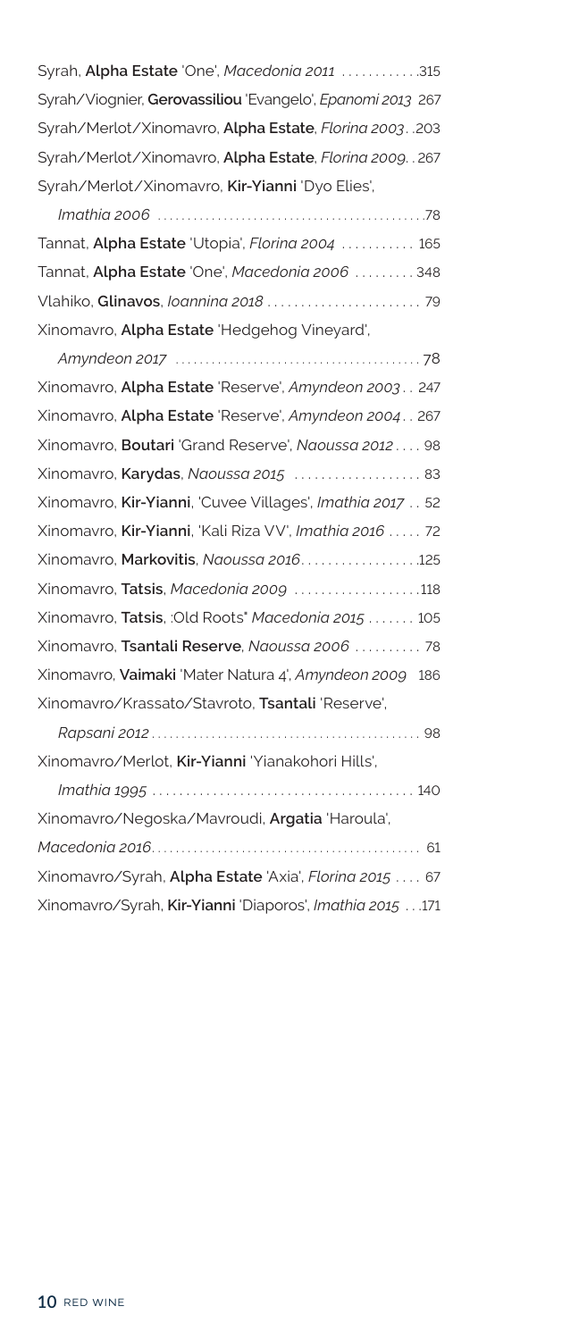Syrah, **Alpha Estate** 'One', *Macedonia 2011* ............315

Syrah/Viognier, **Gerovassiliou** 'Evangelo', *Epanomi 2013* 267

Syrah/Merlot/Xinomavro, **Alpha Estate**, *Florina 2003*. .203

Syrah/Merlot/Xinomavro, **Alpha Estate**, *Florina 2009*. . 267

Syrah/Merlot/Xinomavro, **Kir-Yianni** 'Dyo Elies',
*Imathia 2006* ............................................78

Tannat, **Alpha Estate** 'Utopia', *Florina 2004* ........... 165

Tannat, **Alpha Estate** 'One', *Macedonia 2006* ......... 348

Vlahiko, **Glinavos**, *Ioannina 2018* ....................... 79

Xinomavro, **Alpha Estate** 'Hedgehog Vineyard',
*Amyndeon 2017* ........................................ 78

Xinomavro, **Alpha Estate** 'Reserve', *Amyndeon 2003*. . 247

Xinomavro, **Alpha Estate** 'Reserve', *Amyndeon 2004*. . 267

Xinomavro, **Boutari** 'Grand Reserve', *Naoussa 2012* . . . . 98

Xinomavro, **Karydas**, *Naoussa 2015* ................... 83

Xinomavro, **Kir-Yianni**, 'Cuvee Villages', *Imathia 2017* . . 52

Xinomavro, **Kir-Yianni**, 'Kali Riza VV', *Imathia 2016* ..... 72

Xinomavro, **Markovitis**, *Naoussa 2016*..................125

Xinomavro, **Tatsis**, *Macedonia 2009* ...................118

Xinomavro, **Tatsis**, :Old Roots" *Macedonia 2015* ....... 105

Xinomavro, **Tsantali Reserve**, *Naoussa 2006* .......... 78

Xinomavro, **Vaimaki** 'Mater Natura 4', *Amyndeon 2009* 186

Xinomavro/Krassato/Stavroto, **Tsantali** 'Reserve',
*Rapsani 2012* ............................................ 98

Xinomavro/Merlot, **Kir-Yianni** 'Yianakohori Hills',
*Imathia 1995* ....................................... 140

Xinomavro/Negoska/Mavroudi, **Argatia** 'Haroula',
*Macedonia 2016*............................................ 61

Xinomavro/Syrah, **Alpha Estate** 'Axia', *Florina 2015* .... 67

Xinomavro/Syrah, **Kir-Yianni** 'Diaporos', *Imathia 2015* . . .171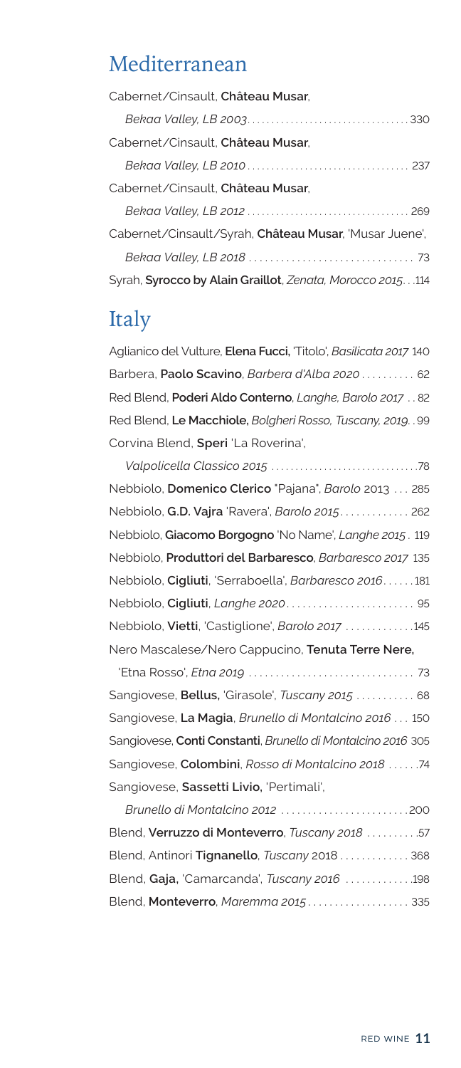## Mediterranean

Cabernet/Cinsault, **Château Musar**,
*Bekaa Valley, LB 2003*.................................330

Cabernet/Cinsault, **Château Musar**,
*Bekaa Valley, LB 2010*................................. 237

Cabernet/Cinsault, **Château Musar**,
*Bekaa Valley, LB 2012*.................................269

Cabernet/Cinsault/Syrah, **Château Musar**, 'Musar Juene',
*Bekaa Valley, LB 2018*................................ 73

Syrah, **Syrocco by Alain Graillot**, *Zenata, Morocco 2015*...114

## Italy

Aglianico del Vulture, **Elena Fucci,** 'Titolo', *Basilicata 2017* 140

Barbera, **Paolo Scavino**, *Barbera d'Alba 2020*.......... 62

Red Blend, **Poderi Aldo Conterno**, *Langhe, Barolo 2017*.. 82

Red Blend, **Le Macchiole,** *Bolgheri Rosso, Tuscany, 2019*.. 99

Corvina Blend, **Speri** 'La Roverina',
*Valpolicella Classico 2015*...............................78

Nebbiolo, **Domenico Clerico** "Pajana", *Barolo* 2013 ... 285

Nebbiolo, **G.D. Vajra** 'Ravera', *Barolo 2015*............. 262

Nebbiolo, **Giacomo Borgogno** 'No Name', *Langhe 2015*. 119

Nebbiolo, **Produttori del Barbaresco**, *Barbaresco 2017* 135

Nebbiolo, **Cigliuti**, 'Serraboella', *Barbaresco 2016*......181

Nebbiolo, **Cigliuti**, *Langhe 2020*......................... 95

Nebbiolo, **Vietti**, 'Castiglione', *Barolo 2017*.............145

Nero Mascalese/Nero Cappucino, **Tenuta Terre Nere,**
'Etna Rosso', *Etna 2019*............................... 73

Sangiovese, **Bellus,** 'Girasole', *Tuscany 2015*........... 68

Sangiovese, **La Magia**, *Brunello di Montalcino 2016*... 150

Sangiovese, **Conti Constanti**, *Brunello di Montalcino 2016* 305

Sangiovese, **Colombini**, *Rosso di Montalcino 2018*......74

Sangiovese, **Sassetti Livio,** 'Pertimali',
*Brunello di Montalcino 2012*........................200

Blend, **Verruzzo di Monteverro**, *Tuscany 2018*..........57

Blend, Antinori **Tignanello**, *Tuscany* 2018............. 368

Blend, **Gaja,** 'Camarcanda', *Tuscany 2016*.............198

Blend, **Monteverro**, *Maremma 2015*................... 335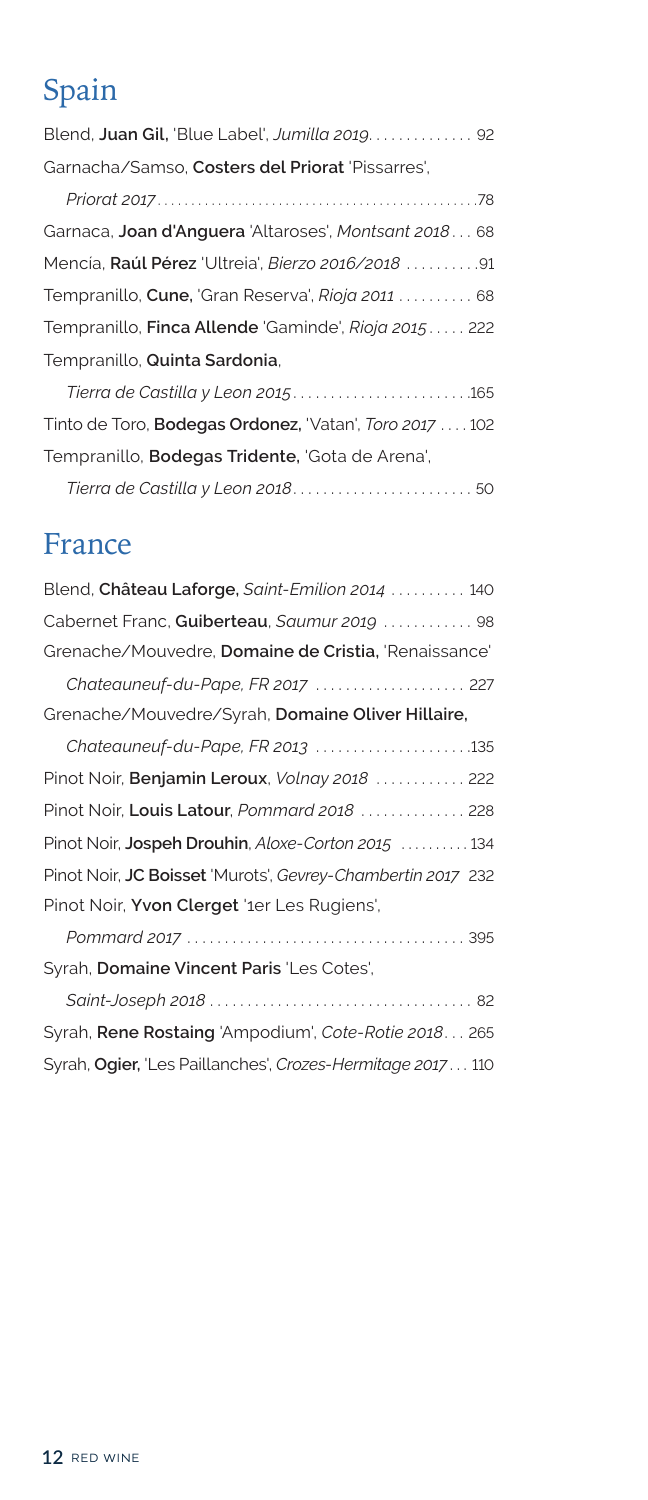## Spain

Blend, **Juan Gil,** 'Blue Label', *Jumilla 2019* . . . . . . . . . . . . . 92

Garnacha/Samso, **Costers del Priorat** 'Pissarres', *Priorat 2017* . . . . . . . . . . . . . . . . . . . . . . . . . . . . . . . . . . . . . . . . . . . . . 78

Garnaca, **Joan d'Anguera** 'Altaroses', *Montsant 2018* . . . 68

Mencía, **Raúl Pérez** 'Ultreia', *Bierzo 2016/2018* . . . . . . . . . . 91

Tempranillo, **Cune,** 'Gran Reserva', *Rioja 2011* . . . . . . . . . . 68

Tempranillo, **Finca Allende** 'Gaminde', *Rioja 2015* . . . . . 222

Tempranillo, **Quinta Sardonia**, *Tierra de Castilla y Leon 2015* . . . . . . . . . . . . . . . . . . . . . . . .165

Tinto de Toro, **Bodegas Ordonez,** 'Vatan', *Toro 2017* . . . . 102

Tempranillo, **Bodegas Tridente,** 'Gota de Arena', *Tierra de Castilla y Leon 2018* . . . . . . . . . . . . . . . . . . . . . . . . 50

## France

Blend, **Château Laforge,** *Saint-Emilion 2014* . . . . . . . . . . 140

Cabernet Franc, **Guiberteau**, *Saumur 2019* . . . . . . . . . . . . 98

Grenache/Mouvedre, **Domaine de Cristia,** 'Renaissance' *Chateauneuf-du-Pape, FR 2017* . . . . . . . . . . . . . . . . . . . . 227

Grenache/Mouvedre/Syrah, **Domaine Oliver Hillaire,** *Chateauneuf-du-Pape, FR 2013* . . . . . . . . . . . . . . . . . . . . .135

Pinot Noir, **Benjamin Leroux**, *Volnay 2018* . . . . . . . . . . . . 222

Pinot Noir, **Louis Latour**, *Pommard 2018* . . . . . . . . . . . . . . 228

Pinot Noir, **Jospeh Drouhin**, *Aloxe-Corton 2015* . . . . . . . . . . 134

Pinot Noir, **JC Boisset** 'Murots', *Gevrey-Chambertin 2017* 232

Pinot Noir, **Yvon Clerget** '1er Les Rugiens', *Pommard 2017* . . . . . . . . . . . . . . . . . . . . . . . . . . . . . . . . . . . . . 395

Syrah, **Domaine Vincent Paris** 'Les Cotes', *Saint-Joseph 2018* . . . . . . . . . . . . . . . . . . . . . . . . . . . . . . . . . . . 82

Syrah, **Rene Rostaing** 'Ampodium', *Cote-Rotie 2018* . . . 265

Syrah, **Ogier,** 'Les Paillanches', *Crozes-Hermitage 2017* . . . 110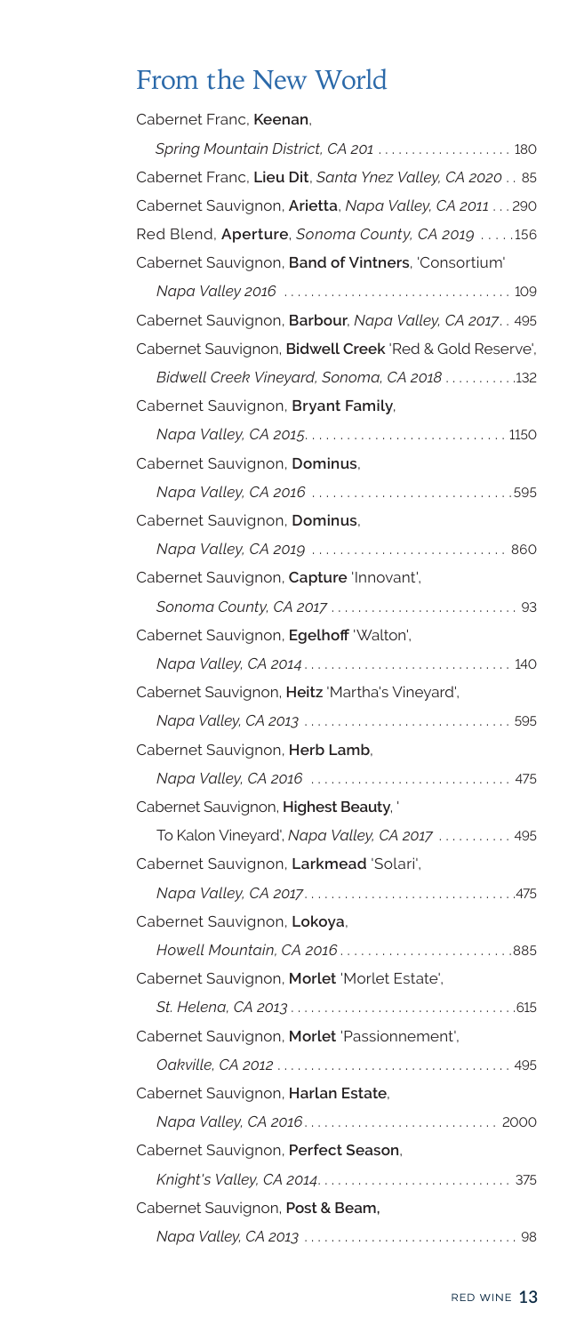## From the New World

Cabernet Franc, **Keenan**,
*Spring Mountain District, CA 201* .................... 180

Cabernet Franc, **Lieu Dit**, *Santa Ynez Valley, CA 2020* .. 85

Cabernet Sauvignon, **Arietta**, *Napa Valley, CA 2011* ... 290

Red Blend, **Aperture**, *Sonoma County, CA 2019* ..... 156

Cabernet Sauvignon, **Band of Vintners**, 'Consortium'
*Napa Valley 2016* .................................. 109

Cabernet Sauvignon, **Barbour**, *Napa Valley, CA 2017*. . 495

Cabernet Sauvignon, **Bidwell Creek** 'Red & Gold Reserve',
*Bidwell Creek Vineyard, Sonoma, CA 2018* ........... 132

Cabernet Sauvignon, **Bryant Family**,
*Napa Valley, CA 2015*. ............................. 1150

Cabernet Sauvignon, **Dominus**,
*Napa Valley, CA 2016* .............................. 595

Cabernet Sauvignon, **Dominus**,
*Napa Valley, CA 2019* ............................. 860

Cabernet Sauvignon, **Capture** 'Innovant',
*Sonoma County, CA 2017* ............................ 93

Cabernet Sauvignon, **Egelhoff** 'Walton',
*Napa Valley, CA 2014* ............................... 140

Cabernet Sauvignon, **Heitz** 'Martha's Vineyard',
*Napa Valley, CA 2013* ............................... 595

Cabernet Sauvignon, **Herb Lamb**,
*Napa Valley, CA 2016* .............................. 475

Cabernet Sauvignon, **Highest Beauty**, '
To Kalon Vineyard', *Napa Valley, CA 2017* ........... 495

Cabernet Sauvignon, **Larkmead** 'Solari',
*Napa Valley, CA 2017*. ............................... 475

Cabernet Sauvignon, **Lokoya**,
*Howell Mountain, CA 2016* ........................... 885

Cabernet Sauvignon, **Morlet** 'Morlet Estate',
*St. Helena, CA 2013* ................................. 615

Cabernet Sauvignon, **Morlet** 'Passionnement',
*Oakville, CA 2012* .................................. 495

Cabernet Sauvignon, **Harlan Estate**,
*Napa Valley, CA 2016* ............................. 2000

Cabernet Sauvignon, **Perfect Season**,
*Knight's Valley, CA 2014*. ........................... 375

Cabernet Sauvignon, **Post & Beam,**
*Napa Valley, CA 2013* ................................ 98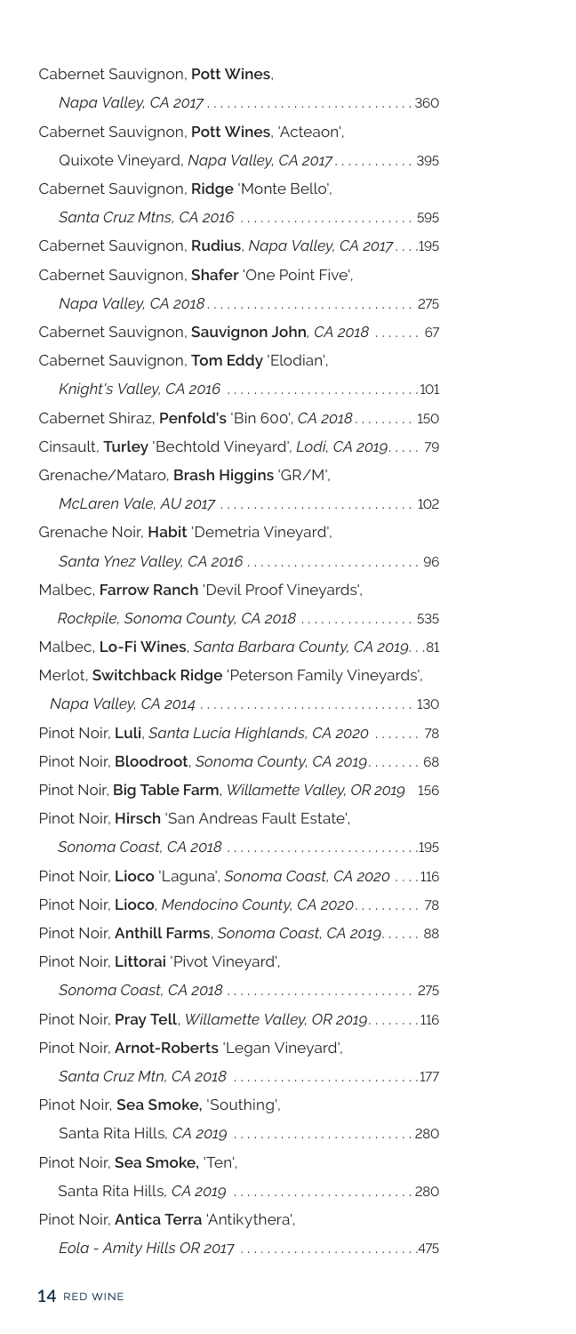Cabernet Sauvignon, **Pott Wines**,
*Napa Valley, CA 2017* ............................... 360

Cabernet Sauvignon, **Pott Wines**, 'Acteaon',
Quixote Vineyard, *Napa Valley, CA 2017* ............ 395

Cabernet Sauvignon, **Ridge** 'Monte Bello',
*Santa Cruz Mtns, CA 2016* .......................... 595

Cabernet Sauvignon, **Rudius**, *Napa Valley, CA 2017* ....195

Cabernet Sauvignon, **Shafer** 'One Point Five',
*Napa Valley, CA 2018* ............................... 275

Cabernet Sauvignon, **Sauvignon John**, *CA 2018* ....... 67

Cabernet Sauvignon, **Tom Eddy** 'Elodian',
*Knight's Valley, CA 2016* .............................101

Cabernet Shiraz, **Penfold's** 'Bin 600', *CA 2018* ......... 150

Cinsault, **Turley** 'Bechtold Vineyard', *Lodi, CA 2019*..... 79

Grenache/Mataro, **Brash Higgins** 'GR/M',
*McLaren Vale, AU 2017* ............................. 102

Grenache Noir, **Habit** 'Demetria Vineyard',
*Santa Ynez Valley, CA 2016* .......................... 96

Malbec, **Farrow Ranch** 'Devil Proof Vineyards',
*Rockpile, Sonoma County, CA 2018* ................. 535

Malbec, **Lo-Fi Wines**, *Santa Barbara County, CA 2019*...81

Merlot, **Switchback Ridge** 'Peterson Family Vineyards',
*Napa Valley, CA 2014* ................................ 130

Pinot Noir, **Luli**, *Santa Lucia Highlands, CA 2020* ....... 78

Pinot Noir, **Bloodroot**, *Sonoma County, CA 2019*........ 68

Pinot Noir, **Big Table Farm**, *Willamette Valley, OR 2019* 156

Pinot Noir, **Hirsch** 'San Andreas Fault Estate',
*Sonoma Coast, CA 2018* .............................195

Pinot Noir, **Lioco** 'Laguna', *Sonoma Coast, CA 2020* ....116

Pinot Noir, **Lioco**, *Mendocino County, CA 2020*.......... 78

Pinot Noir, **Anthill Farms**, *Sonoma Coast, CA 2019*...... 88

Pinot Noir, **Littorai** 'Pivot Vineyard',
*Sonoma Coast, CA 2018* ............................ 275

Pinot Noir, **Pray Tell**, *Willamette Valley, OR 2019*........116

Pinot Noir, **Arnot-Roberts** 'Legan Vineyard',
*Santa Cruz Mtn, CA 2018* ............................177

Pinot Noir, **Sea Smoke,** 'Southing',
Santa Rita Hills*, CA 2019* ........................... 280

Pinot Noir, **Sea Smoke,** 'Ten',
Santa Rita Hills*, CA 2019* ........................... 280

Pinot Noir, **Antica Terra** 'Antikythera',
*Eola - Amity Hills OR 2017* ..........................475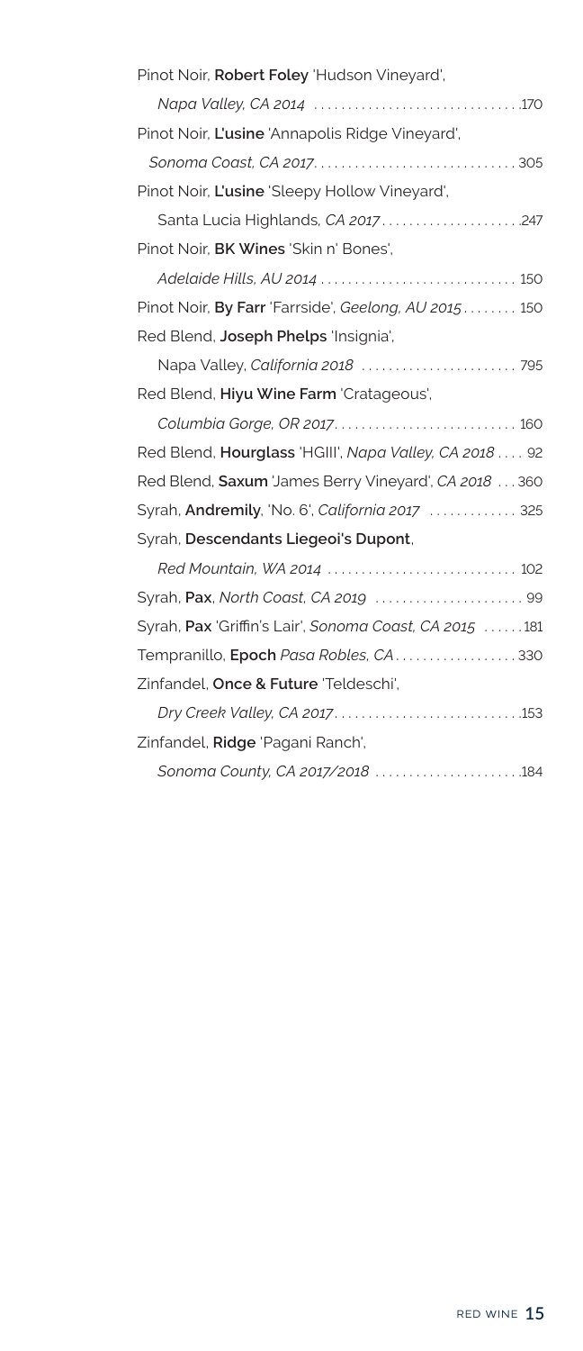Pinot Noir, **Robert Foley** 'Hudson Vineyard',
*Napa Valley, CA 2014* .............................. 170

Pinot Noir, **L'usine** 'Annapolis Ridge Vineyard',
*Sonoma Coast, CA 2017*.............................. 305

Pinot Noir, **L'usine** 'Sleepy Hollow Vineyard',
Santa Lucia Highlands, *CA 2017*.................... 247

Pinot Noir, **BK Wines** 'Skin n' Bones',
*Adelaide Hills, AU 2014* ............................ 150

Pinot Noir, **By Farr** 'Farrside', *Geelong, AU 2015*........ 150

Red Blend, **Joseph Phelps** 'Insignia',
Napa Valley, *California 2018* ....................... 795

Red Blend, **Hiyu Wine Farm** 'Cratageous',
*Columbia Gorge, OR 2017*.......................... 160

Red Blend, **Hourglass** 'HGIII', *Napa Valley, CA 2018* .... 92

Red Blend, **Saxum** 'James Berry Vineyard', *CA 2018* ... 360

Syrah, **Andremily**, 'No. 6', *California 2017* ............. 325

Syrah, **Descendants Liegeoi's Dupont**,
*Red Mountain, WA 2014* ........................... 102

Syrah, **Pax**, *North Coast, CA 2019* ...................... 99

Syrah, **Pax** 'Griffin's Lair', *Sonoma Coast, CA 2015* ...... 181

Tempranillo, **Epoch** *Pasa Robles, CA*.................. 330

Zinfandel, **Once & Future** 'Teldeschi',
*Dry Creek Valley, CA 2017*........................... 153

Zinfandel, **Ridge** 'Pagani Ranch',
*Sonoma County, CA 2017/2018* ..................... 184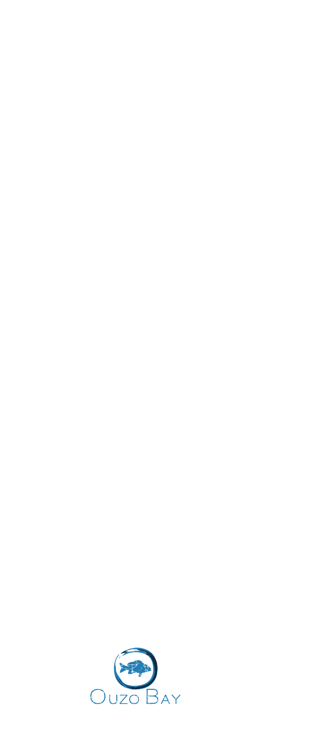Ouzo Bay